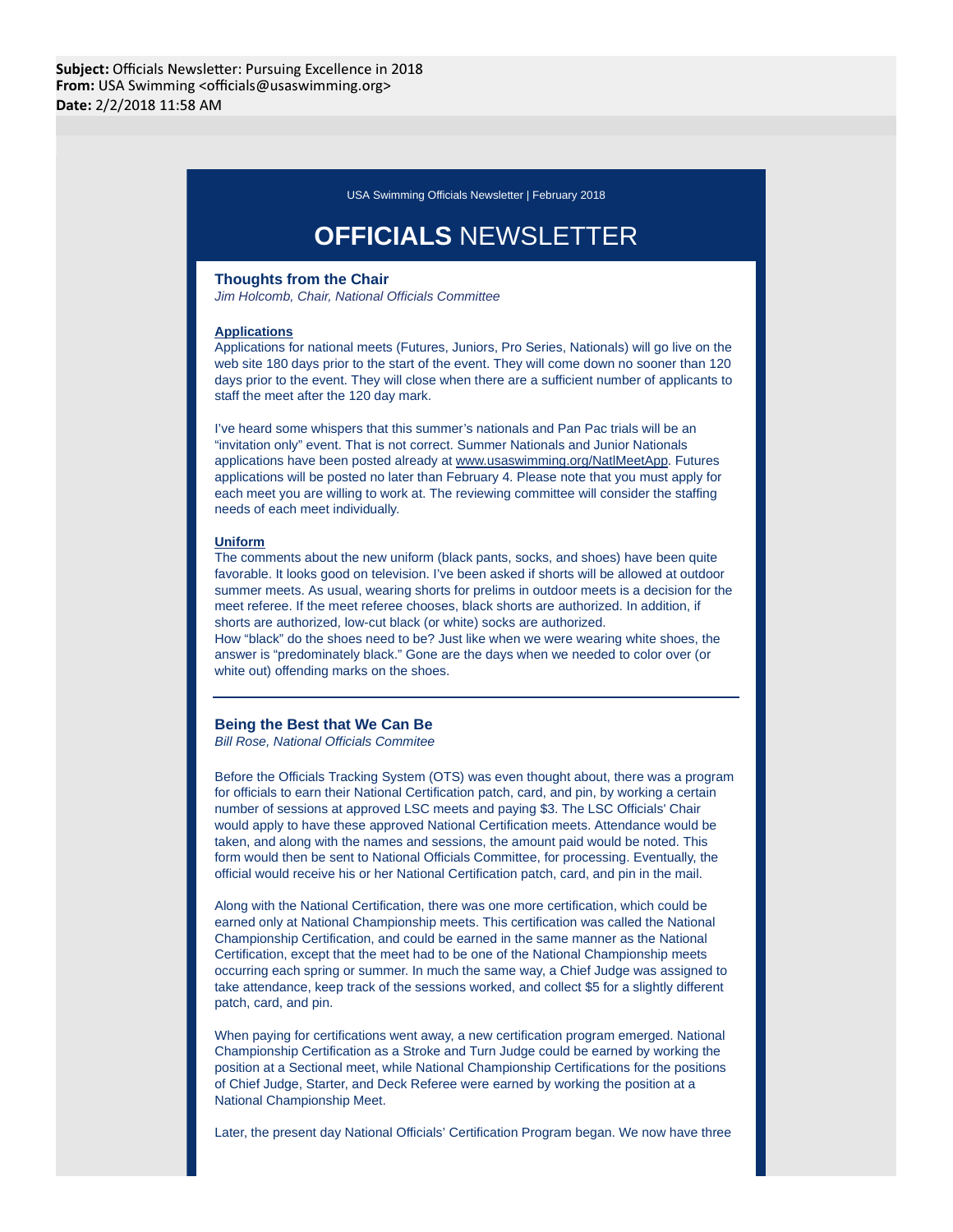**Subject:** Officials Newsletter: Pursuing Excellence in 2018
**From:** USA Swimming <officials@usaswimming.org>
**Date:** 2/2/2018 11:58 AM

USA Swimming Officials Newsletter | February 2018

# **OFFICIALS** NEWSLETTER

### Thoughts from the Chair

*Jim Holcomb, Chair, National Officials Committee*

**Applications**

Applications for national meets (Futures, Juniors, Pro Series, Nationals) will go live on the web site 180 days prior to the start of the event. They will come down no sooner than 120 days prior to the event. They will close when there are a sufficient number of applicants to staff the meet after the 120 day mark.

I've heard some whispers that this summer's nationals and Pan Pac trials will be an "invitation only" event. That is not correct. Summer Nationals and Junior Nationals applications have been posted already at www.usaswimming.org/NatlMeetApp. Futures applications will be posted no later than February 4. Please note that you must apply for each meet you are willing to work at. The reviewing committee will consider the staffing needs of each meet individually.

**Uniform**

The comments about the new uniform (black pants, socks, and shoes) have been quite favorable. It looks good on television. I've been asked if shorts will be allowed at outdoor summer meets. As usual, wearing shorts for prelims in outdoor meets is a decision for the meet referee. If the meet referee chooses, black shorts are authorized. In addition, if shorts are authorized, low-cut black (or white) socks are authorized.
How "black" do the shoes need to be? Just like when we were wearing white shoes, the answer is "predominately black." Gone are the days when we needed to color over (or white out) offending marks on the shoes.

---

### Being the Best that We Can Be

*Bill Rose, National Officials Commitee*

Before the Officials Tracking System (OTS) was even thought about, there was a program for officials to earn their National Certification patch, card, and pin, by working a certain number of sessions at approved LSC meets and paying $3. The LSC Officials' Chair would apply to have these approved National Certification meets. Attendance would be taken, and along with the names and sessions, the amount paid would be noted. This form would then be sent to National Officials Committee, for processing. Eventually, the official would receive his or her National Certification patch, card, and pin in the mail.

Along with the National Certification, there was one more certification, which could be earned only at National Championship meets. This certification was called the National Championship Certification, and could be earned in the same manner as the National Certification, except that the meet had to be one of the National Championship meets occurring each spring or summer. In much the same way, a Chief Judge was assigned to take attendance, keep track of the sessions worked, and collect $5 for a slightly different patch, card, and pin.

When paying for certifications went away, a new certification program emerged. National Championship Certification as a Stroke and Turn Judge could be earned by working the position at a Sectional meet, while National Championship Certifications for the positions of Chief Judge, Starter, and Deck Referee were earned by working the position at a National Championship Meet.

Later, the present day National Officials' Certification Program began. We now have three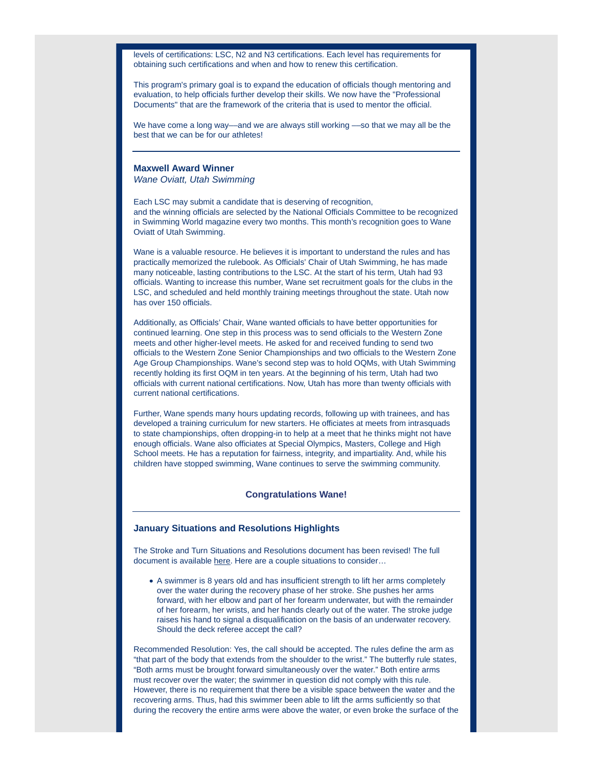levels of certifications: LSC, N2 and N3 certifications. Each level has requirements for obtaining such certifications and when and how to renew this certification.

This program's primary goal is to expand the education of officials though mentoring and evaluation, to help officials further develop their skills. We now have the "Professional Documents" that are the framework of the criteria that is used to mentor the official.

We have come a long way—and we are always still working —so that we may all be the best that we can be for our athletes!

---

**Maxwell Award Winner**
*Wane Oviatt, Utah Swimming*

Each LSC may submit a candidate that is deserving of recognition,
and the winning officials are selected by the National Officials Committee to be recognized in Swimming World magazine every two months. This month's recognition goes to Wane Oviatt of Utah Swimming.

Wane is a valuable resource. He believes it is important to understand the rules and has practically memorized the rulebook. As Officials' Chair of Utah Swimming, he has made many noticeable, lasting contributions to the LSC. At the start of his term, Utah had 93 officials. Wanting to increase this number, Wane set recruitment goals for the clubs in the LSC, and scheduled and held monthly training meetings throughout the state. Utah now has over 150 officials.

Additionally, as Officials' Chair, Wane wanted officials to have better opportunities for continued learning. One step in this process was to send officials to the Western Zone meets and other higher-level meets. He asked for and received funding to send two officials to the Western Zone Senior Championships and two officials to the Western Zone Age Group Championships. Wane's second step was to hold OQMs, with Utah Swimming recently holding its first OQM in ten years. At the beginning of his term, Utah had two officials with current national certifications. Now, Utah has more than twenty officials with current national certifications.

Further, Wane spends many hours updating records, following up with trainees, and has developed a training curriculum for new starters. He officiates at meets from intrasquads to state championships, often dropping-in to help at a meet that he thinks might not have enough officials. Wane also officiates at Special Olympics, Masters, College and High School meets. He has a reputation for fairness, integrity, and impartiality. And, while his children have stopped swimming, Wane continues to serve the swimming community.

**Congratulations Wane!**

---

**January Situations and Resolutions Highlights**

The Stroke and Turn Situations and Resolutions document has been revised! The full document is available here. Here are a couple situations to consider…

- A swimmer is 8 years old and has insufficient strength to lift her arms completely over the water during the recovery phase of her stroke. She pushes her arms forward, with her elbow and part of her forearm underwater, but with the remainder of her forearm, her wrists, and her hands clearly out of the water. The stroke judge raises his hand to signal a disqualification on the basis of an underwater recovery. Should the deck referee accept the call?

Recommended Resolution: Yes, the call should be accepted. The rules define the arm as "that part of the body that extends from the shoulder to the wrist." The butterfly rule states, "Both arms must be brought forward simultaneously over the water." Both entire arms must recover over the water; the swimmer in question did not comply with this rule. However, there is no requirement that there be a visible space between the water and the recovering arms. Thus, had this swimmer been able to lift the arms sufficiently so that during the recovery the entire arms were above the water, or even broke the surface of the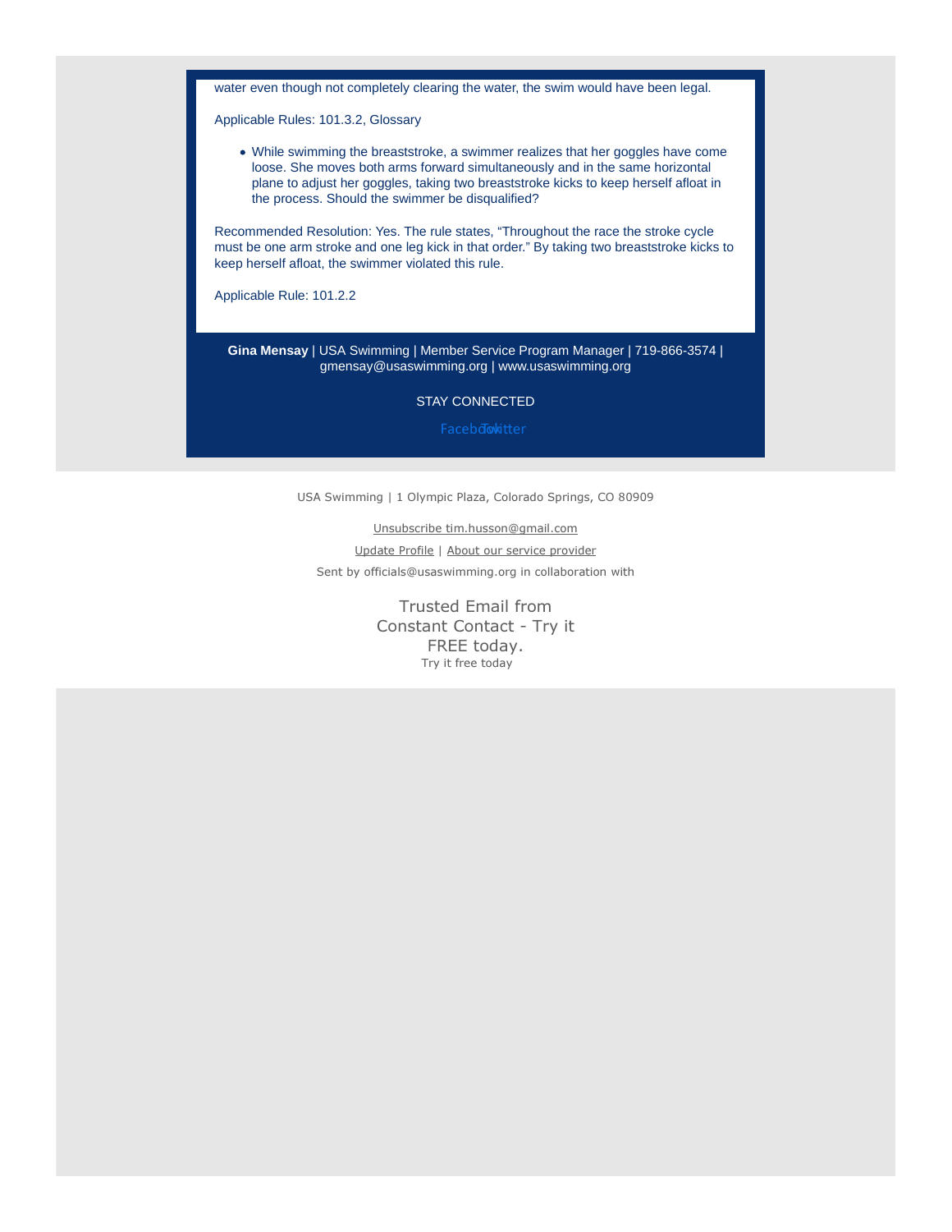water even though not completely clearing the water, the swim would have been legal.

Applicable Rules: 101.3.2, Glossary

- While swimming the breaststroke, a swimmer realizes that her goggles have come loose. She moves both arms forward simultaneously and in the same horizontal plane to adjust her goggles, taking two breaststroke kicks to keep herself afloat in the process. Should the swimmer be disqualified?

Recommended Resolution: Yes. The rule states, "Throughout the race the stroke cycle must be one arm stroke and one leg kick in that order." By taking two breaststroke kicks to keep herself afloat, the swimmer violated this rule.

Applicable Rule: 101.2.2

**Gina Mensay** | USA Swimming | Member Service Program Manager | 719-866-3574 | gmensay@usaswimming.org | www.usaswimming.org

STAY CONNECTED

Facebook Twitter

USA Swimming | 1 Olympic Plaza, Colorado Springs, CO 80909

Unsubscribe tim.husson@gmail.com

Update Profile | About our service provider

Sent by officials@usaswimming.org in collaboration with

Trusted Email from Constant Contact - Try it FREE today.

Try it free today